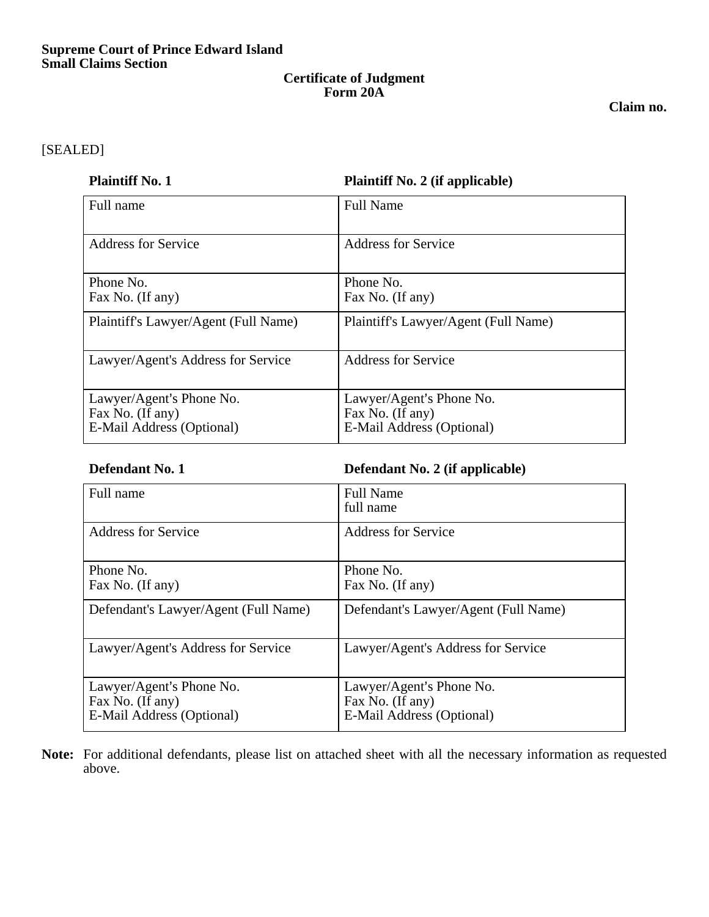**Supreme Court of Prince Edward Island**
**Small Claims Section**

**Certificate of Judgment**
**Form 20A**

**Claim no.**

[SEALED]

| **Plaintiff No. 1** | **Plaintiff No. 2 (if applicable)** |
|---|---|
| Full name | Full Name |
| Address for Service | Address for Service |
| Phone No.<br>Fax No. (If any) | Phone No.<br>Fax No. (If any) |
| Plaintiff's Lawyer/Agent (Full Name) | Plaintiff's Lawyer/Agent (Full Name) |
| Lawyer/Agent's Address for Service | Address for Service |
| Lawyer/Agent's Phone No.<br>Fax No. (If any)<br>E-Mail Address (Optional) | Lawyer/Agent's Phone No.<br>Fax No. (If any)<br>E-Mail Address (Optional) |

| **Defendant No. 1** | **Defendant No. 2 (if applicable)** |
|---|---|
| Full name | Full Name<br>full name |
| Address for Service | Address for Service |
| Phone No.<br>Fax No. (If any) | Phone No.<br>Fax No. (If any) |
| Defendant's Lawyer/Agent (Full Name) | Defendant's Lawyer/Agent (Full Name) |
| Lawyer/Agent's Address for Service | Lawyer/Agent's Address for Service |
| Lawyer/Agent's Phone No.<br>Fax No. (If any)<br>E-Mail Address (Optional) | Lawyer/Agent's Phone No.<br>Fax No. (If any)<br>E-Mail Address (Optional) |

**Note:** For additional defendants, please list on attached sheet with all the necessary information as requested above.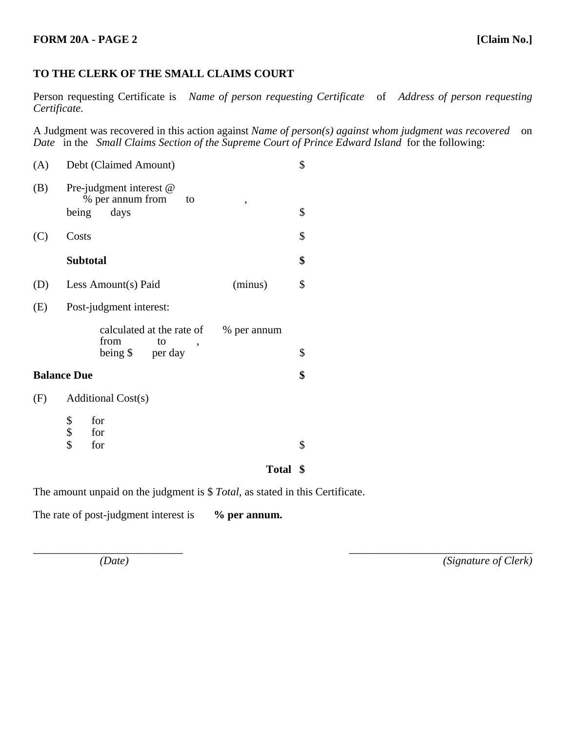**FORM 20A - PAGE 2** **[Claim No.]**

**TO THE CLERK OF THE SMALL CLAIMS COURT**

Person requesting Certificate is *Name of person requesting Certificate* of *Address of person requesting Certificate.*

A Judgment was recovered in this action against *Name of person(s) against whom judgment was recovered* on *Date* in the *Small Claims Section of the Supreme Court of Prince Edward Island* for the following:

| | | | |
|---|---|---|---|
| (A) | Debt (Claimed Amount) | | $ |
| (B) | Pre-judgment interest @ % per annum from to , being days | | $ |
| (C) | Costs | | $ |
| | **Subtotal** | | **$** |
| (D) | Less Amount(s) Paid | (minus) | $ |
| (E) | Post-judgment interest: | | |
| | calculated at the rate of from to , being $ per day | % per annum | $ |
| **Balance Due** | | | **$** |
| (F) | Additional Cost(s) | | |
| | $ for<br>$ for<br>$ for | | $ |
| | | **Total** | **$** |

The amount unpaid on the judgment is $ *Total*, as stated in this Certificate.

The rate of post-judgment interest is **% per annum.**

\_\_\_\_\_\_\_\_\_\_\_\_\_\_\_\_\_\_\_\_\_\_\_\_\_\_\_\_
*(Date)*

\_\_\_\_\_\_\_\_\_\_\_\_\_\_\_\_\_\_\_\_\_\_\_\_\_\_\_\_
*(Signature of Clerk)*